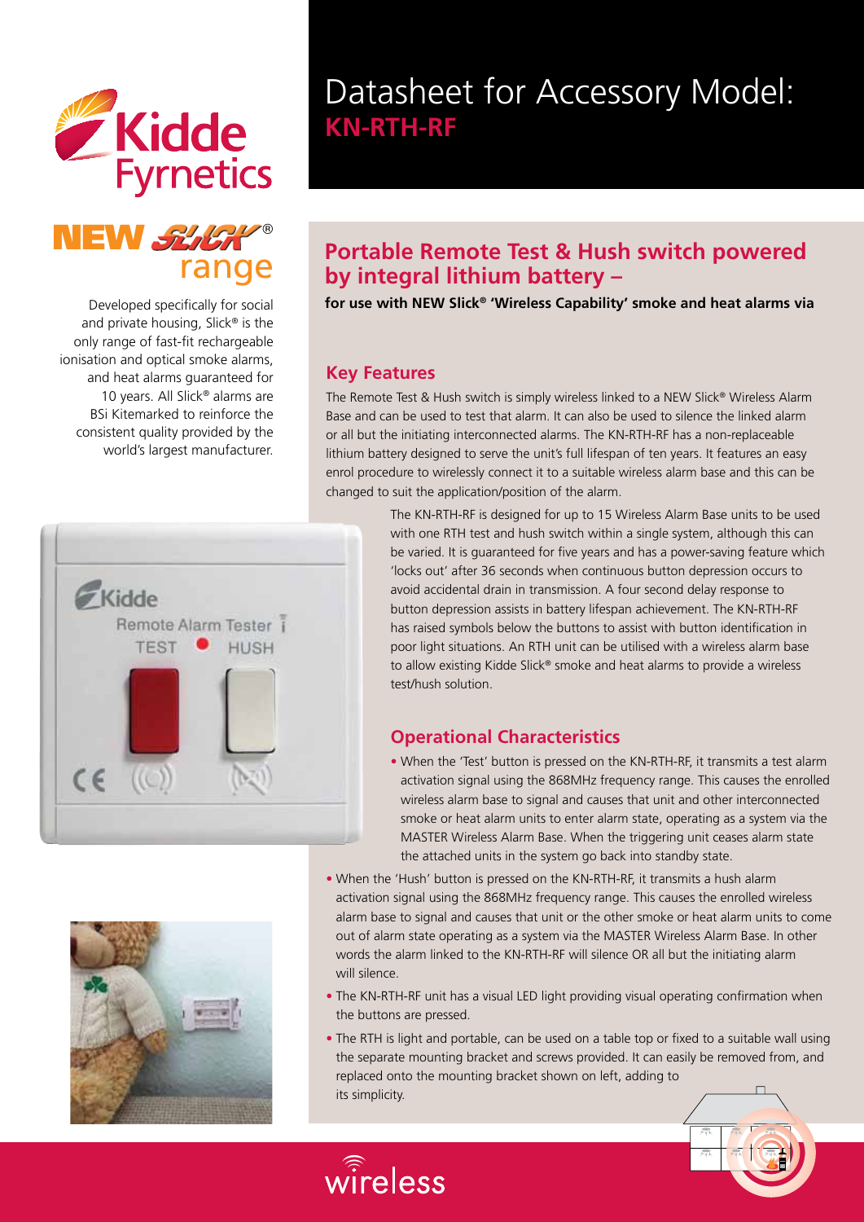Kidde Fyrnetics

# Datasheet for Accessory Model: KN-RTH-RF

NEW SLICK® range

Developed specifically for social and private housing, Slick® is the only range of fast-fit rechargeable ionisation and optical smoke alarms, and heat alarms guaranteed for 10 years. All Slick® alarms are BSi Kitemarked to reinforce the consistent quality provided by the world's largest manufacturer.

## Portable Remote Test & Hush switch powered by integral lithium battery –

**for use with NEW Slick® 'Wireless Capability' smoke and heat alarms via**

### Key Features

The Remote Test & Hush switch is simply wireless linked to a NEW Slick® Wireless Alarm Base and can be used to test that alarm. It can also be used to silence the linked alarm or all but the initiating interconnected alarms. The KN-RTH-RF has a non-replaceable lithium battery designed to serve the unit's full lifespan of ten years. It features an easy enrol procedure to wirelessly connect it to a suitable wireless alarm base and this can be changed to suit the application/position of the alarm.

The KN-RTH-RF is designed for up to 15 Wireless Alarm Base units to be used with one RTH test and hush switch within a single system, although this can be varied. It is guaranteed for five years and has a power-saving feature which 'locks out' after 36 seconds when continuous button depression occurs to avoid accidental drain in transmission. A four second delay response to button depression assists in battery lifespan achievement. The KN-RTH-RF has raised symbols below the buttons to assist with button identification in poor light situations. An RTH unit can be utilised with a wireless alarm base to allow existing Kidde Slick® smoke and heat alarms to provide a wireless test/hush solution.

### Operational Characteristics

- When the 'Test' button is pressed on the KN-RTH-RF, it transmits a test alarm activation signal using the 868MHz frequency range. This causes the enrolled wireless alarm base to signal and causes that unit and other interconnected smoke or heat alarm units to enter alarm state, operating as a system via the MASTER Wireless Alarm Base. When the triggering unit ceases alarm state the attached units in the system go back into standby state.
- When the 'Hush' button is pressed on the KN-RTH-RF, it transmits a hush alarm activation signal using the 868MHz frequency range. This causes the enrolled wireless alarm base to signal and causes that unit or the other smoke or heat alarm units to come out of alarm state operating as a system via the MASTER Wireless Alarm Base. In other words the alarm linked to the KN-RTH-RF will silence OR all but the initiating alarm will silence.
- The KN-RTH-RF unit has a visual LED light providing visual operating confirmation when the buttons are pressed.
- The RTH is light and portable, can be used on a table top or fixed to a suitable wall using the separate mounting bracket and screws provided. It can easily be removed from, and replaced onto the mounting bracket shown on left, adding to its simplicity.

wireless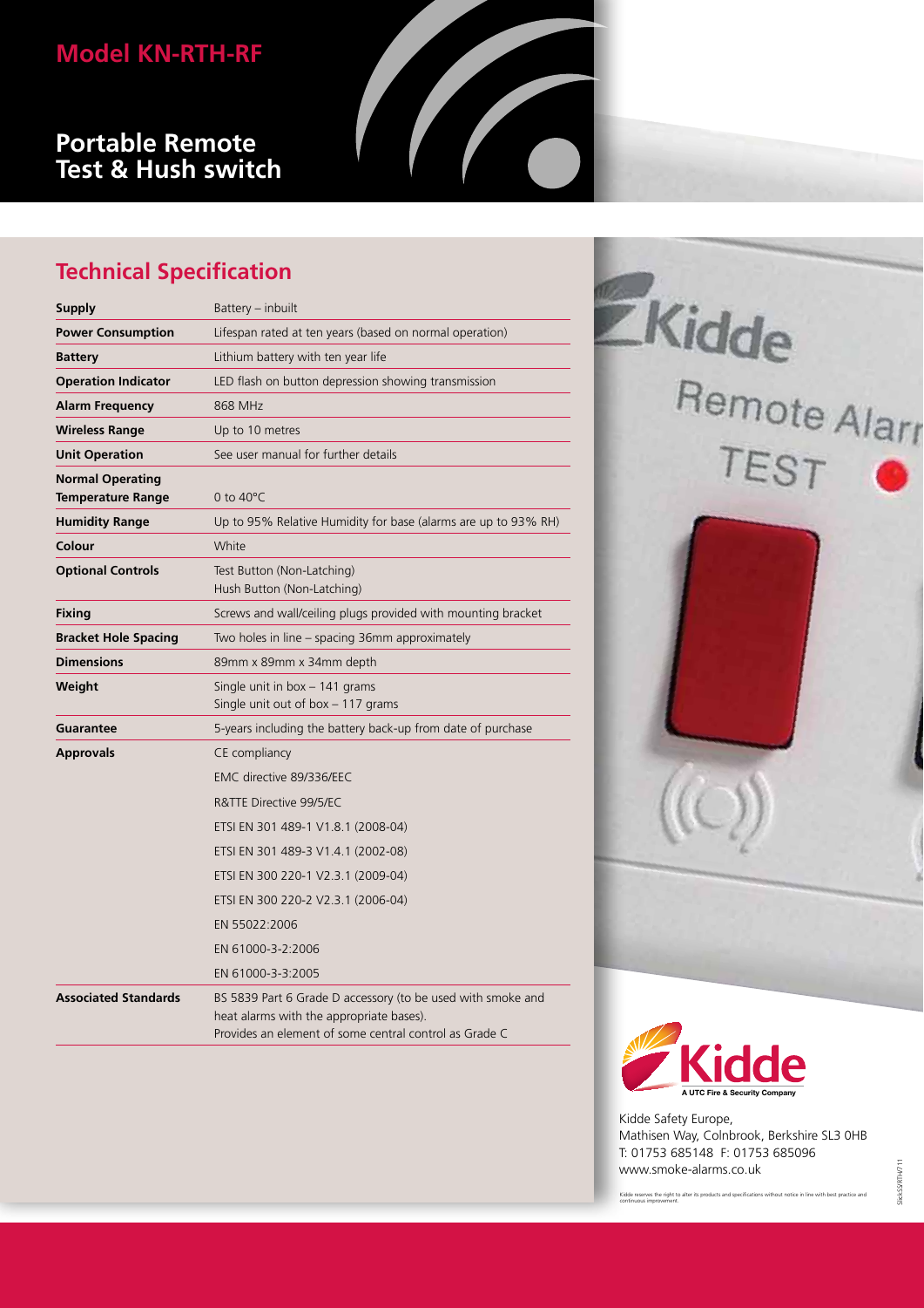# Model KN-RTH-RF

## Portable Remote Test & Hush switch

## Technical Specification

| | |
|---|---|
| **Supply** | Battery – inbuilt |
| **Power Consumption** | Lifespan rated at ten years (based on normal operation) |
| **Battery** | Lithium battery with ten year life |
| **Operation Indicator** | LED flash on button depression showing transmission |
| **Alarm Frequency** | 868 MHz |
| **Wireless Range** | Up to 10 metres |
| **Unit Operation** | See user manual for further details |
| **Normal Operating Temperature Range** | 0 to 40°C |
| **Humidity Range** | Up to 95% Relative Humidity for base (alarms are up to 93% RH) |
| **Colour** | White |
| **Optional Controls** | Test Button (Non-Latching)<br>Hush Button (Non-Latching) |
| **Fixing** | Screws and wall/ceiling plugs provided with mounting bracket |
| **Bracket Hole Spacing** | Two holes in line – spacing 36mm approximately |
| **Dimensions** | 89mm x 89mm x 34mm depth |
| **Weight** | Single unit in box – 141 grams<br>Single unit out of box – 117 grams |
| **Guarantee** | 5-years including the battery back-up from date of purchase |
| **Approvals** | CE compliancy |
| | EMC directive 89/336/EEC |
| | R&TTE Directive 99/5/EC |
| | ETSI EN 301 489-1 V1.8.1 (2008-04) |
| | ETSI EN 301 489-3 V1.4.1 (2002-08) |
| | ETSI EN 300 220-1 V2.3.1 (2009-04) |
| | ETSI EN 300 220-2 V2.3.1 (2006-04) |
| | EN 55022:2006 |
| | EN 61000-3-2:2006 |
| | EN 61000-3-3:2005 |
| **Associated Standards** | BS 5839 Part 6 Grade D accessory (to be used with smoke and heat alarms with the appropriate bases).<br>Provides an element of some central control as Grade C |

Kidde
A UTC Fire & Security Company

Kidde Safety Europe,
Mathisen Way, Colnbrook, Berkshire SL3 0HB
T: 01753 685148 F: 01753 685096
www.smoke-alarms.co.uk

Kidde reserves the right to alter its products and specifications without notice in line with best practice and continuous improvement.

SlickSS/RTH/711